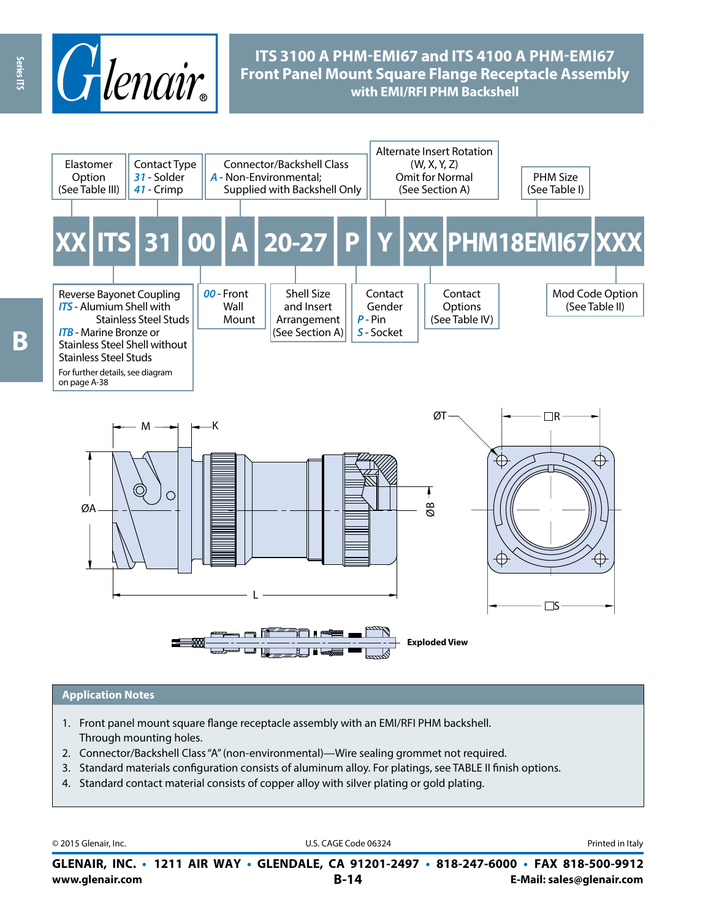# ITS 3100 A PHM-EMI67 and ITS 4100 A PHM-EMI67 Front Panel Mount Square Flange Receptacle Assembly with EMI/RFI PHM Backshell

**XX ITS 31 00 A 20-27 P Y XX PHM18EMI67 XXX**

| Field | Description |
|---|---|
| XX | Elastomer Option (See Table III) |
| ITS | Reverse Bayonet Coupling<br>*ITS* - Alumium Shell with Stainless Steel Studs<br>*ITB* - Marine Bronze or Stainless Steel Shell without Stainless Steel Studs<br>For further details, see diagram on page A-38 |
| 31 | Contact Type<br>*31* - Solder<br>*41* - Crimp |
| 00 | *00* - Front Wall Mount |
| A | Connector/Backshell Class<br>*A* - Non-Environmental; Supplied with Backshell Only |
| 20-27 | Shell Size and Insert Arrangement (See Section A) |
| P | Contact Gender<br>*P* - Pin<br>*S* - Socket |
| Y | Alternate Insert Rotation (W, X, Y, Z) Omit for Normal (See Section A) |
| XX | Contact Options (See Table IV) |
| PHM18EMI67 | PHM Size (See Table I) |
| XXX | Mod Code Option (See Table II) |

M — K — ØA — L — ØB — ØT — □R — □S

Exploded View

## Application Notes

1. Front panel mount square flange receptacle assembly with an EMI/RFI PHM backshell. Through mounting holes.
2. Connector/Backshell Class "A" (non-environmental)—Wire sealing grommet not required.
3. Standard materials configuration consists of aluminum alloy. For platings, see TABLE II finish options.
4. Standard contact material consists of copper alloy with silver plating or gold plating.

© 2015 Glenair, Inc. U.S. CAGE Code 06324 Printed in Italy

**GLENAIR, INC. • 1211 AIR WAY • GLENDALE, CA 91201-2497 • 818-247-6000 • FAX 818-500-9912**
**www.glenair.com** **E-Mail: sales@glenair.com**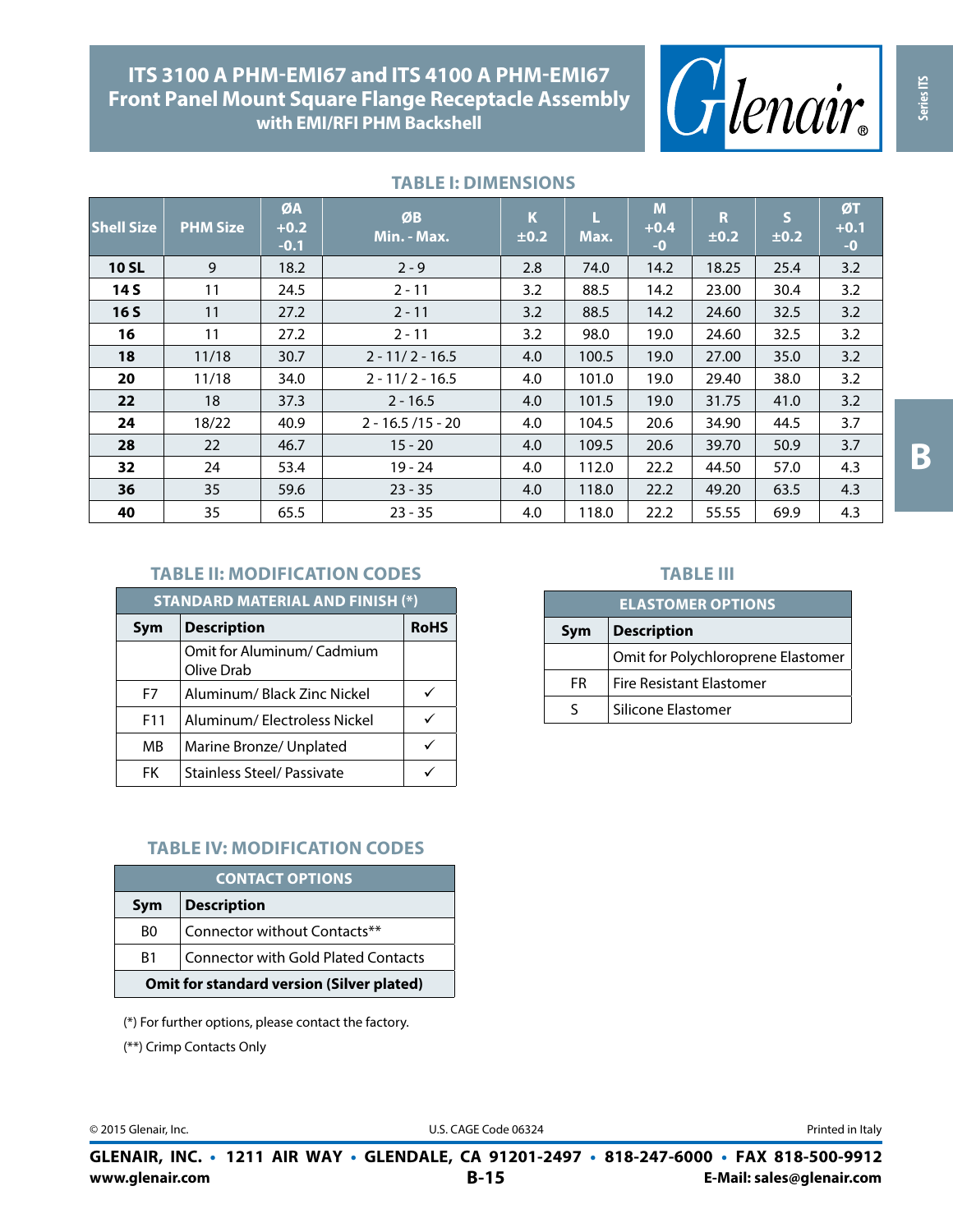# ITS 3100 A PHM-EMI67 and ITS 4100 A PHM-EMI67 Front Panel Mount Square Flange Receptacle Assembly with EMI/RFI PHM Backshell

## TABLE I: DIMENSIONS

| Shell Size | PHM Size | ØA +0.2 -0.1 | ØB Min. - Max. | K ±0.2 | L Max. | M +0.4 -0 | R ±0.2 | S ±0.2 | ØT +0.1 -0 |
|---|---|---|---|---|---|---|---|---|---|
| **10 SL** | 9 | 18.2 | 2 - 9 | 2.8 | 74.0 | 14.2 | 18.25 | 25.4 | 3.2 |
| **14 S** | 11 | 24.5 | 2 - 11 | 3.2 | 88.5 | 14.2 | 23.00 | 30.4 | 3.2 |
| **16 S** | 11 | 27.2 | 2 - 11 | 3.2 | 88.5 | 14.2 | 24.60 | 32.5 | 3.2 |
| **16** | 11 | 27.2 | 2 - 11 | 3.2 | 98.0 | 19.0 | 24.60 | 32.5 | 3.2 |
| **18** | 11/18 | 30.7 | 2 - 11/ 2 - 16.5 | 4.0 | 100.5 | 19.0 | 27.00 | 35.0 | 3.2 |
| **20** | 11/18 | 34.0 | 2 - 11/ 2 - 16.5 | 4.0 | 101.0 | 19.0 | 29.40 | 38.0 | 3.2 |
| **22** | 18 | 37.3 | 2 - 16.5 | 4.0 | 101.5 | 19.0 | 31.75 | 41.0 | 3.2 |
| **24** | 18/22 | 40.9 | 2 - 16.5 /15 - 20 | 4.0 | 104.5 | 20.6 | 34.90 | 44.5 | 3.7 |
| **28** | 22 | 46.7 | 15 - 20 | 4.0 | 109.5 | 20.6 | 39.70 | 50.9 | 3.7 |
| **32** | 24 | 53.4 | 19 - 24 | 4.0 | 112.0 | 22.2 | 44.50 | 57.0 | 4.3 |
| **36** | 35 | 59.6 | 23 - 35 | 4.0 | 118.0 | 22.2 | 49.20 | 63.5 | 4.3 |
| **40** | 35 | 65.5 | 23 - 35 | 4.0 | 118.0 | 22.2 | 55.55 | 69.9 | 4.3 |

## TABLE II: MODIFICATION CODES

| STANDARD MATERIAL AND FINISH (*) | | |
|---|---|---|
| **Sym** | **Description** | **RoHS** |
| | Omit for Aluminum/ Cadmium Olive Drab | |
| F7 | Aluminum/ Black Zinc Nickel | ✓ |
| F11 | Aluminum/ Electroless Nickel | ✓ |
| MB | Marine Bronze/ Unplated | ✓ |
| FK | Stainless Steel/ Passivate | ✓ |

## TABLE III

| ELASTOMER OPTIONS | |
|---|---|
| **Sym** | **Description** |
| | Omit for Polychloroprene Elastomer |
| FR | Fire Resistant Elastomer |
| S | Silicone Elastomer |

## TABLE IV: MODIFICATION CODES

| CONTACT OPTIONS | |
|---|---|
| **Sym** | **Description** |
| B0 | Connector without Contacts** |
| B1 | Connector with Gold Plated Contacts |
| **Omit for standard version (Silver plated)** | |

(*) For further options, please contact the factory.

(**) Crimp Contacts Only

© 2015 Glenair, Inc. U.S. CAGE Code 06324 Printed in Italy

**GLENAIR, INC. • 1211 AIR WAY • GLENDALE, CA 91201-2497 • 818-247-6000 • FAX 818-500-9912**

**www.glenair.com** **E-Mail: sales@glenair.com**